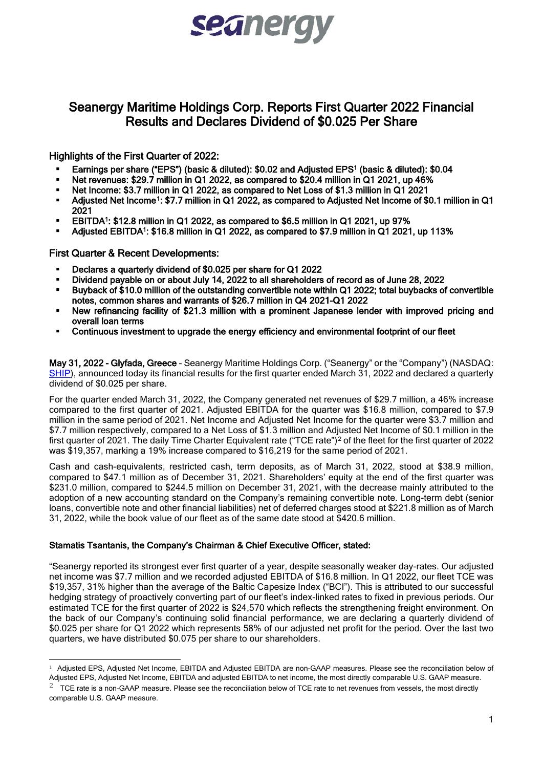# Seanergy Maritime Holdings Corp. Reports First Quarter 2022 Financial Results and Declares Dividend of $0.025 Per Share

## Highlights of the First Quarter of 2022:

- **Earnings per share ("EPS") (basic & diluted): $0.02 and Adjusted EPS[1] (basic & diluted): $0.04**
- **Net revenues: $29.7 million in Q1 2022, as compared to $20.4 million in Q1 2021, up 46%**
- **Net Income: $3.7 million in Q1 2022, as compared to Net Loss of $1.3 million in Q1 2021**
- **Adjusted Net Income[1]: $7.7 million in Q1 2022, as compared to Adjusted Net Income of $0.1 million in Q1 2021**
- **EBITDA[1]: $12.8 million in Q1 2022, as compared to $6.5 million in Q1 2021, up 97%**
- **Adjusted EBITDA[1]: $16.8 million in Q1 2022, as compared to $7.9 million in Q1 2021, up 113%**

## First Quarter & Recent Developments:

- **Declares a quarterly dividend of $0.025 per share for Q1 2022**
- **Dividend payable on or about July 14, 2022 to all shareholders of record as of June 28, 2022**
- **Buyback of $10.0 million of the outstanding convertible note within Q1 2022; total buybacks of convertible notes, common shares and warrants of $26.7 million in Q4 2021-Q1 2022**
- **New refinancing facility of $21.3 million with a prominent Japanese lender with improved pricing and overall loan terms**
- **Continuous investment to upgrade the energy efficiency and environmental footprint of our fleet**

**May 31, 2022 - Glyfada, Greece** - Seanergy Maritime Holdings Corp. ("Seanergy" or the "Company") (NASDAQ: SHIP), announced today its financial results for the first quarter ended March 31, 2022 and declared a quarterly dividend of $0.025 per share.

For the quarter ended March 31, 2022, the Company generated net revenues of $29.7 million, a 46% increase compared to the first quarter of 2021. Adjusted EBITDA for the quarter was $16.8 million, compared to $7.9 million in the same period of 2021. Net Income and Adjusted Net Income for the quarter were $3.7 million and $7.7 million respectively, compared to a Net Loss of $1.3 million and Adjusted Net Income of $0.1 million in the first quarter of 2021. The daily Time Charter Equivalent rate ("TCE rate")[2] of the fleet for the first quarter of 2022 was $19,357, marking a 19% increase compared to $16,219 for the same period of 2021.

Cash and cash-equivalents, restricted cash, term deposits, as of March 31, 2022, stood at $38.9 million, compared to $47.1 million as of December 31, 2021. Shareholders' equity at the end of the first quarter was $231.0 million, compared to $244.5 million on December 31, 2021, with the decrease mainly attributed to the adoption of a new accounting standard on the Company's remaining convertible note. Long-term debt (senior loans, convertible note and other financial liabilities) net of deferred charges stood at $221.8 million as of March 31, 2022, while the book value of our fleet as of the same date stood at $420.6 million.

**Stamatis Tsantanis, the Company's Chairman & Chief Executive Officer, stated:**

"Seanergy reported its strongest ever first quarter of a year, despite seasonally weaker day-rates. Our adjusted net income was $7.7 million and we recorded adjusted EBITDA of $16.8 million. In Q1 2022, our fleet TCE was $19,357, 31% higher than the average of the Baltic Capesize Index ("BCI"). This is attributed to our successful hedging strategy of proactively converting part of our fleet's index-linked rates to fixed in previous periods. Our estimated TCE for the first quarter of 2022 is $24,570 which reflects the strengthening freight environment. On the back of our Company's continuing solid financial performance, we are declaring a quarterly dividend of $0.025 per share for Q1 2022 which represents 58% of our adjusted net profit for the period. Over the last two quarters, we have distributed $0.075 per share to our shareholders.

---

[1] Adjusted EPS, Adjusted Net Income, EBITDA and Adjusted EBITDA are non-GAAP measures. Please see the reconciliation below of Adjusted EPS, Adjusted Net Income, EBITDA and adjusted EBITDA to net income, the most directly comparable U.S. GAAP measure.

[2] TCE rate is a non-GAAP measure. Please see the reconciliation below of TCE rate to net revenues from vessels, the most directly comparable U.S. GAAP measure.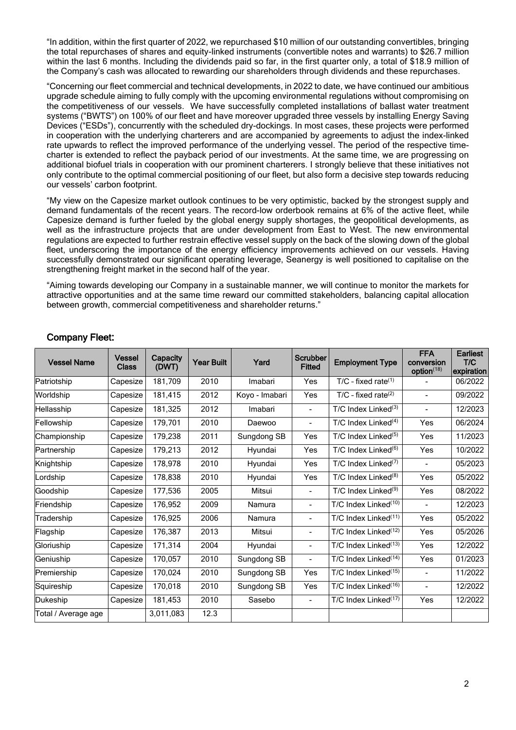"In addition, within the first quarter of 2022, we repurchased $10 million of our outstanding convertibles, bringing the total repurchases of shares and equity-linked instruments (convertible notes and warrants) to $26.7 million within the last 6 months. Including the dividends paid so far, in the first quarter only, a total of $18.9 million of the Company's cash was allocated to rewarding our shareholders through dividends and these repurchases.

"Concerning our fleet commercial and technical developments, in 2022 to date, we have continued our ambitious upgrade schedule aiming to fully comply with the upcoming environmental regulations without compromising on the competitiveness of our vessels. We have successfully completed installations of ballast water treatment systems ("BWTS") on 100% of our fleet and have moreover upgraded three vessels by installing Energy Saving Devices ("ESDs"), concurrently with the scheduled dry-dockings. In most cases, these projects were performed in cooperation with the underlying charterers and are accompanied by agreements to adjust the index-linked rate upwards to reflect the improved performance of the underlying vessel. The period of the respective time-charter is extended to reflect the payback period of our investments. At the same time, we are progressing on additional biofuel trials in cooperation with our prominent charterers. I strongly believe that these initiatives not only contribute to the optimal commercial positioning of our fleet, but also form a decisive step towards reducing our vessels' carbon footprint.

"My view on the Capesize market outlook continues to be very optimistic, backed by the strongest supply and demand fundamentals of the recent years. The record-low orderbook remains at 6% of the active fleet, while Capesize demand is further fueled by the global energy supply shortages, the geopolitical developments, as well as the infrastructure projects that are under development from East to West. The new environmental regulations are expected to further restrain effective vessel supply on the back of the slowing down of the global fleet, underscoring the importance of the energy efficiency improvements achieved on our vessels. Having successfully demonstrated our significant operating leverage, Seanergy is well positioned to capitalise on the strengthening freight market in the second half of the year.

"Aiming towards developing our Company in a sustainable manner, we will continue to monitor the markets for attractive opportunities and at the same time reward our committed stakeholders, balancing capital allocation between growth, commercial competitiveness and shareholder returns."

## Company Fleet:

| Vessel Name | Vessel Class | Capacity (DWT) | Year Built | Yard | Scrubber Fitted | Employment Type | FFA conversion option[18] | Earliest T/C expiration |
|---|---|---|---|---|---|---|---|---|
| Patriotship | Capesize | 181,709 | 2010 | Imabari | Yes | T/C - fixed rate[1] | - | 06/2022 |
| Worldship | Capesize | 181,415 | 2012 | Koyo - Imabari | Yes | T/C - fixed rate[2] | - | 09/2022 |
| Hellasship | Capesize | 181,325 | 2012 | Imabari | - | T/C Index Linked[3] | - | 12/2023 |
| Fellowship | Capesize | 179,701 | 2010 | Daewoo | - | T/C Index Linked[4] | Yes | 06/2024 |
| Championship | Capesize | 179,238 | 2011 | Sungdong SB | Yes | T/C Index Linked[5] | Yes | 11/2023 |
| Partnership | Capesize | 179,213 | 2012 | Hyundai | Yes | T/C Index Linked[6] | Yes | 10/2022 |
| Knightship | Capesize | 178,978 | 2010 | Hyundai | Yes | T/C Index Linked[7] | - | 05/2023 |
| Lordship | Capesize | 178,838 | 2010 | Hyundai | Yes | T/C Index Linked[8] | Yes | 05/2022 |
| Goodship | Capesize | 177,536 | 2005 | Mitsui | - | T/C Index Linked[9] | Yes | 08/2022 |
| Friendship | Capesize | 176,952 | 2009 | Namura | - | T/C Index Linked[10] | - | 12/2023 |
| Tradership | Capesize | 176,925 | 2006 | Namura | - | T/C Index Linked[11] | Yes | 05/2022 |
| Flagship | Capesize | 176,387 | 2013 | Mitsui | - | T/C Index Linked[12] | Yes | 05/2026 |
| Gloriuship | Capesize | 171,314 | 2004 | Hyundai | - | T/C Index Linked[13] | Yes | 12/2022 |
| Geniuship | Capesize | 170,057 | 2010 | Sungdong SB | - | T/C Index Linked[14] | Yes | 01/2023 |
| Premiership | Capesize | 170,024 | 2010 | Sungdong SB | Yes | T/C Index Linked[15] | - | 11/2022 |
| Squireship | Capesize | 170,018 | 2010 | Sungdong SB | Yes | T/C Index Linked[16] | - | 12/2022 |
| Dukeship | Capesize | 181,453 | 2010 | Sasebo | - | T/C Index Linked[17] | Yes | 12/2022 |
| Total / Average age | | 3,011,083 | 12.3 | | | | | |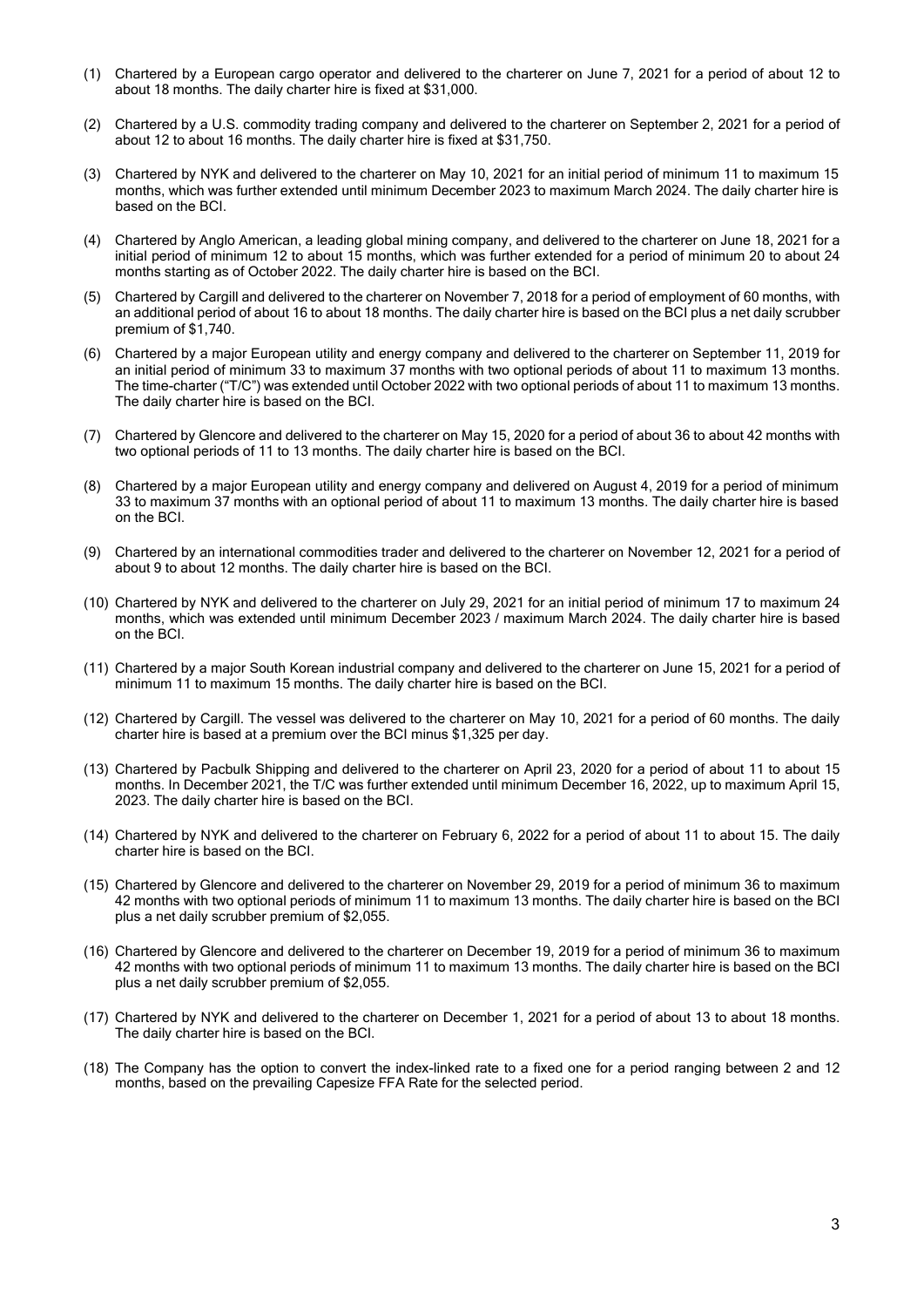(1) Chartered by a European cargo operator and delivered to the charterer on June 7, 2021 for a period of about 12 to about 18 months. The daily charter hire is fixed at $31,000.

(2) Chartered by a U.S. commodity trading company and delivered to the charterer on September 2, 2021 for a period of about 12 to about 16 months. The daily charter hire is fixed at $31,750.

(3) Chartered by NYK and delivered to the charterer on May 10, 2021 for an initial period of minimum 11 to maximum 15 months, which was further extended until minimum December 2023 to maximum March 2024. The daily charter hire is based on the BCI.

(4) Chartered by Anglo American, a leading global mining company, and delivered to the charterer on June 18, 2021 for a initial period of minimum 12 to about 15 months, which was further extended for a period of minimum 20 to about 24 months starting as of October 2022. The daily charter hire is based on the BCI.

(5) Chartered by Cargill and delivered to the charterer on November 7, 2018 for a period of employment of 60 months, with an additional period of about 16 to about 18 months. The daily charter hire is based on the BCI plus a net daily scrubber premium of $1,740.

(6) Chartered by a major European utility and energy company and delivered to the charterer on September 11, 2019 for an initial period of minimum 33 to maximum 37 months with two optional periods of about 11 to maximum 13 months. The time-charter ("T/C") was extended until October 2022 with two optional periods of about 11 to maximum 13 months. The daily charter hire is based on the BCI.

(7) Chartered by Glencore and delivered to the charterer on May 15, 2020 for a period of about 36 to about 42 months with two optional periods of 11 to 13 months. The daily charter hire is based on the BCI.

(8) Chartered by a major European utility and energy company and delivered on August 4, 2019 for a period of minimum 33 to maximum 37 months with an optional period of about 11 to maximum 13 months. The daily charter hire is based on the BCI.

(9) Chartered by an international commodities trader and delivered to the charterer on November 12, 2021 for a period of about 9 to about 12 months. The daily charter hire is based on the BCI.

(10) Chartered by NYK and delivered to the charterer on July 29, 2021 for an initial period of minimum 17 to maximum 24 months, which was extended until minimum December 2023 / maximum March 2024. The daily charter hire is based on the BCI.

(11) Chartered by a major South Korean industrial company and delivered to the charterer on June 15, 2021 for a period of minimum 11 to maximum 15 months. The daily charter hire is based on the BCI.

(12) Chartered by Cargill. The vessel was delivered to the charterer on May 10, 2021 for a period of 60 months. The daily charter hire is based at a premium over the BCI minus $1,325 per day.

(13) Chartered by Pacbulk Shipping and delivered to the charterer on April 23, 2020 for a period of about 11 to about 15 months. In December 2021, the T/C was further extended until minimum December 16, 2022, up to maximum April 15, 2023. The daily charter hire is based on the BCI.

(14) Chartered by NYK and delivered to the charterer on February 6, 2022 for a period of about 11 to about 15. The daily charter hire is based on the BCI.

(15) Chartered by Glencore and delivered to the charterer on November 29, 2019 for a period of minimum 36 to maximum 42 months with two optional periods of minimum 11 to maximum 13 months. The daily charter hire is based on the BCI plus a net daily scrubber premium of $2,055.

(16) Chartered by Glencore and delivered to the charterer on December 19, 2019 for a period of minimum 36 to maximum 42 months with two optional periods of minimum 11 to maximum 13 months. The daily charter hire is based on the BCI plus a net daily scrubber premium of $2,055.

(17) Chartered by NYK and delivered to the charterer on December 1, 2021 for a period of about 13 to about 18 months. The daily charter hire is based on the BCI.

(18) The Company has the option to convert the index-linked rate to a fixed one for a period ranging between 2 and 12 months, based on the prevailing Capesize FFA Rate for the selected period.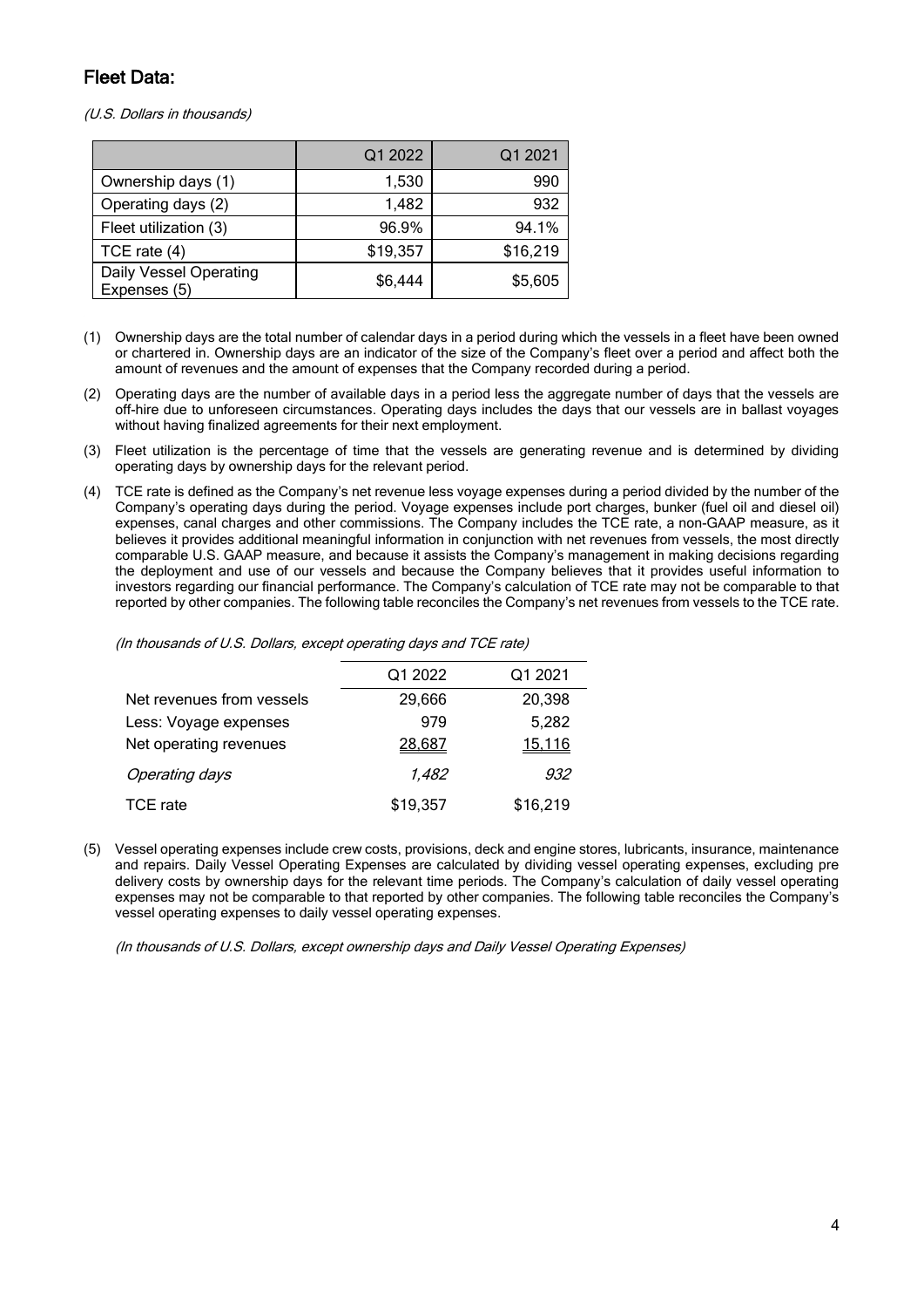## Fleet Data:

*(U.S. Dollars in thousands)*

| | Q1 2022 | Q1 2021 |
|---|---|---|
| Ownership days (1) | 1,530 | 990 |
| Operating days (2) | 1,482 | 932 |
| Fleet utilization (3) | 96.9% | 94.1% |
| TCE rate (4) | $19,357 | $16,219 |
| Daily Vessel Operating Expenses (5) | $6,444 | $5,605 |

(1) Ownership days are the total number of calendar days in a period during which the vessels in a fleet have been owned or chartered in. Ownership days are an indicator of the size of the Company's fleet over a period and affect both the amount of revenues and the amount of expenses that the Company recorded during a period.

(2) Operating days are the number of available days in a period less the aggregate number of days that the vessels are off-hire due to unforeseen circumstances. Operating days includes the days that our vessels are in ballast voyages without having finalized agreements for their next employment.

(3) Fleet utilization is the percentage of time that the vessels are generating revenue and is determined by dividing operating days by ownership days for the relevant period.

(4) TCE rate is defined as the Company's net revenue less voyage expenses during a period divided by the number of the Company's operating days during the period. Voyage expenses include port charges, bunker (fuel oil and diesel oil) expenses, canal charges and other commissions. The Company includes the TCE rate, a non-GAAP measure, as it believes it provides additional meaningful information in conjunction with net revenues from vessels, the most directly comparable U.S. GAAP measure, and because it assists the Company's management in making decisions regarding the deployment and use of our vessels and because the Company believes that it provides useful information to investors regarding our financial performance. The Company's calculation of TCE rate may not be comparable to that reported by other companies. The following table reconciles the Company's net revenues from vessels to the TCE rate.

*(In thousands of U.S. Dollars, except operating days and TCE rate)*

| | Q1 2022 | Q1 2021 |
|---|---|---|
| Net revenues from vessels | 29,666 | 20,398 |
| Less: Voyage expenses | 979 | 5,282 |
| Net operating revenues | 28,687 | 15,116 |
| *Operating days* | *1,482* | *932* |
| TCE rate | $19,357 | $16,219 |

(5) Vessel operating expenses include crew costs, provisions, deck and engine stores, lubricants, insurance, maintenance and repairs. Daily Vessel Operating Expenses are calculated by dividing vessel operating expenses, excluding pre delivery costs by ownership days for the relevant time periods. The Company's calculation of daily vessel operating expenses may not be comparable to that reported by other companies. The following table reconciles the Company's vessel operating expenses to daily vessel operating expenses.

*(In thousands of U.S. Dollars, except ownership days and Daily Vessel Operating Expenses)*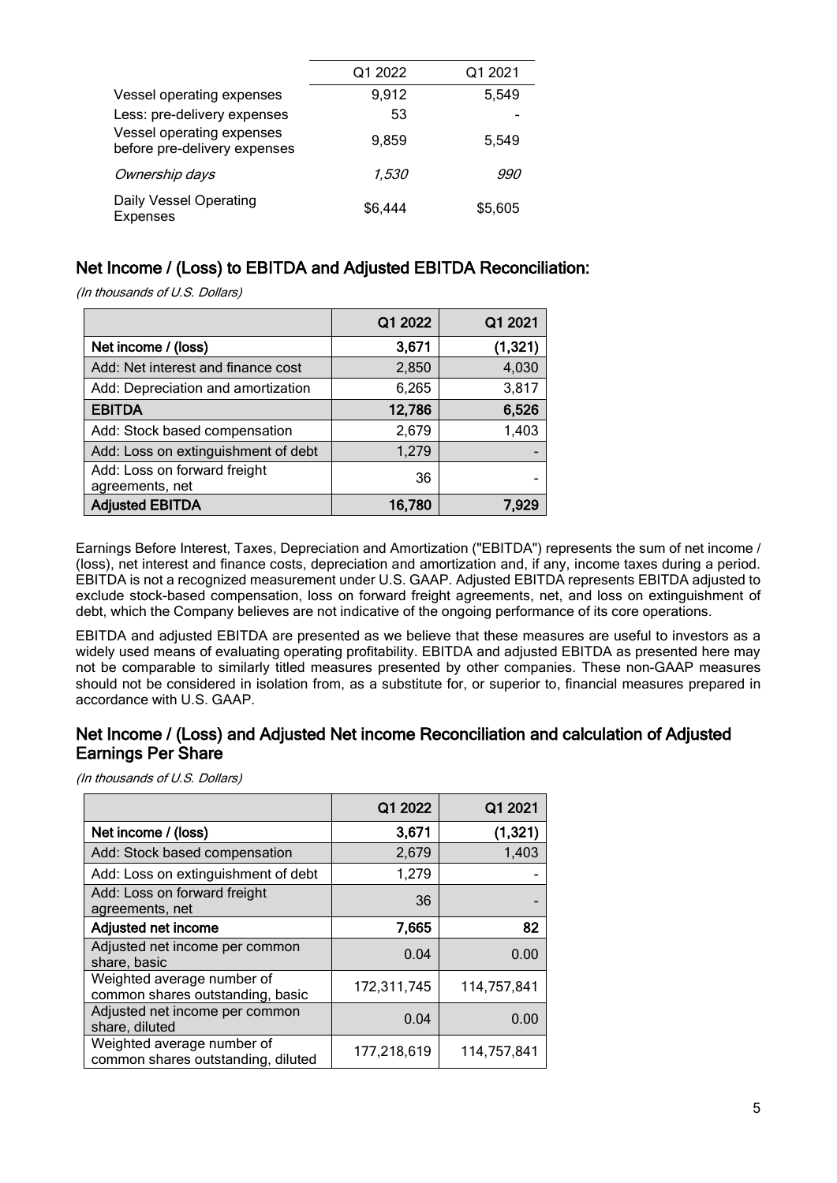| | Q1 2022 | Q1 2021 |
|---|---|---|
| Vessel operating expenses | 9,912 | 5,549 |
| Less: pre-delivery expenses | 53 | - |
| Vessel operating expenses before pre-delivery expenses | 9,859 | 5,549 |
| *Ownership days* | *1,530* | *990* |
| Daily Vessel Operating Expenses | $6,444 | $5,605 |

## Net Income / (Loss) to EBITDA and Adjusted EBITDA Reconciliation:

*(In thousands of U.S. Dollars)*

| | Q1 2022 | Q1 2021 |
|---|---|---|
| **Net income / (loss)** | **3,671** | **(1,321)** |
| Add: Net interest and finance cost | 2,850 | 4,030 |
| Add: Depreciation and amortization | 6,265 | 3,817 |
| **EBITDA** | **12,786** | **6,526** |
| Add: Stock based compensation | 2,679 | 1,403 |
| Add: Loss on extinguishment of debt | 1,279 | - |
| Add: Loss on forward freight agreements, net | 36 | - |
| **Adjusted EBITDA** | **16,780** | **7,929** |

Earnings Before Interest, Taxes, Depreciation and Amortization ("EBITDA") represents the sum of net income / (loss), net interest and finance costs, depreciation and amortization and, if any, income taxes during a period. EBITDA is not a recognized measurement under U.S. GAAP. Adjusted EBITDA represents EBITDA adjusted to exclude stock-based compensation, loss on forward freight agreements, net, and loss on extinguishment of debt, which the Company believes are not indicative of the ongoing performance of its core operations.

EBITDA and adjusted EBITDA are presented as we believe that these measures are useful to investors as a widely used means of evaluating operating profitability. EBITDA and adjusted EBITDA as presented here may not be comparable to similarly titled measures presented by other companies. These non-GAAP measures should not be considered in isolation from, as a substitute for, or superior to, financial measures prepared in accordance with U.S. GAAP.

## Net Income / (Loss) and Adjusted Net income Reconciliation and calculation of Adjusted Earnings Per Share

*(In thousands of U.S. Dollars)*

| | Q1 2022 | Q1 2021 |
|---|---|---|
| **Net income / (loss)** | **3,671** | **(1,321)** |
| Add: Stock based compensation | 2,679 | 1,403 |
| Add: Loss on extinguishment of debt | 1,279 | - |
| Add: Loss on forward freight agreements, net | 36 | - |
| **Adjusted net income** | **7,665** | **82** |
| Adjusted net income per common share, basic | 0.04 | 0.00 |
| Weighted average number of common shares outstanding, basic | 172,311,745 | 114,757,841 |
| Adjusted net income per common share, diluted | 0.04 | 0.00 |
| Weighted average number of common shares outstanding, diluted | 177,218,619 | 114,757,841 |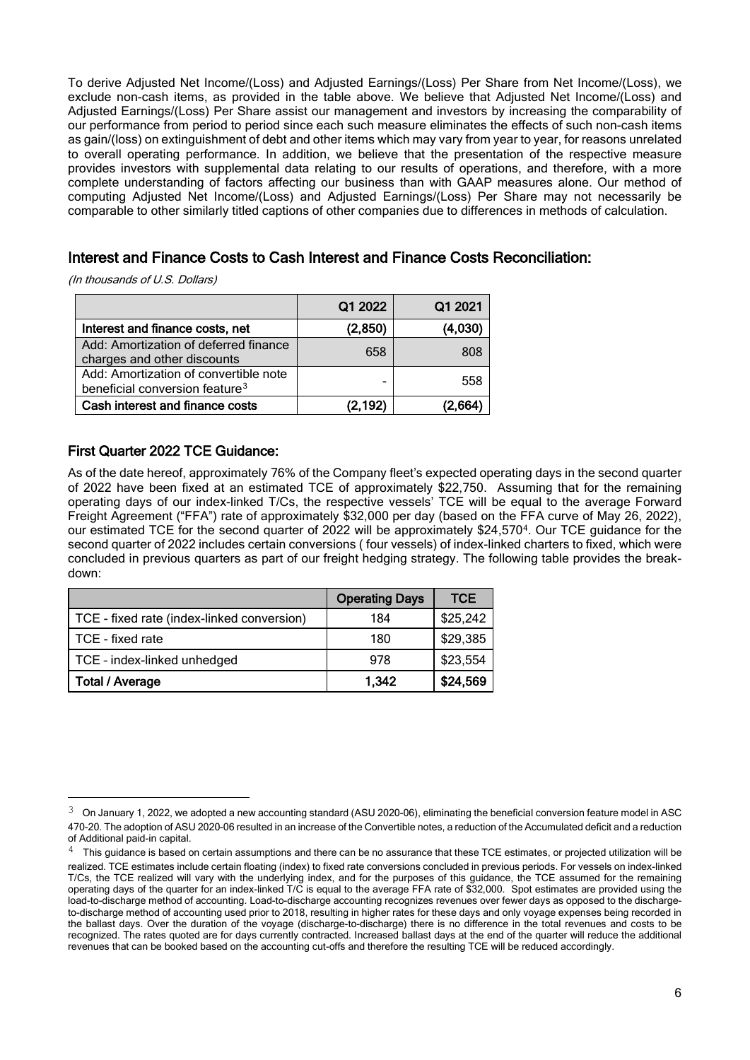To derive Adjusted Net Income/(Loss) and Adjusted Earnings/(Loss) Per Share from Net Income/(Loss), we exclude non-cash items, as provided in the table above. We believe that Adjusted Net Income/(Loss) and Adjusted Earnings/(Loss) Per Share assist our management and investors by increasing the comparability of our performance from period to period since each such measure eliminates the effects of such non-cash items as gain/(loss) on extinguishment of debt and other items which may vary from year to year, for reasons unrelated to overall operating performance. In addition, we believe that the presentation of the respective measure provides investors with supplemental data relating to our results of operations, and therefore, with a more complete understanding of factors affecting our business than with GAAP measures alone. Our method of computing Adjusted Net Income/(Loss) and Adjusted Earnings/(Loss) Per Share may not necessarily be comparable to other similarly titled captions of other companies due to differences in methods of calculation.

## Interest and Finance Costs to Cash Interest and Finance Costs Reconciliation:

*(In thousands of U.S. Dollars)*

| | Q1 2022 | Q1 2021 |
|---|---|---|
| **Interest and finance costs, net** | **(2,850)** | **(4,030)** |
| Add: Amortization of deferred finance charges and other discounts | 658 | 808 |
| Add: Amortization of convertible note beneficial conversion feature[3] | - | 558 |
| **Cash interest and finance costs** | **(2,192)** | **(2,664)** |

## First Quarter 2022 TCE Guidance:

As of the date hereof, approximately 76% of the Company fleet's expected operating days in the second quarter of 2022 have been fixed at an estimated TCE of approximately $22,750. Assuming that for the remaining operating days of our index-linked T/Cs, the respective vessels' TCE will be equal to the average Forward Freight Agreement ("FFA") rate of approximately $32,000 per day (based on the FFA curve of May 26, 2022), our estimated TCE for the second quarter of 2022 will be approximately $24,570[4]. Our TCE guidance for the second quarter of 2022 includes certain conversions ( four vessels) of index-linked charters to fixed, which were concluded in previous quarters as part of our freight hedging strategy. The following table provides the break-down:

| | Operating Days | TCE |
|---|---|---|
| TCE - fixed rate (index-linked conversion) | 184 | $25,242 |
| TCE - fixed rate | 180 | $29,385 |
| TCE - index-linked unhedged | 978 | $23,554 |
| **Total / Average** | **1,342** | **$24,569** |

---

[3] On January 1, 2022, we adopted a new accounting standard (ASU 2020-06), eliminating the beneficial conversion feature model in ASC 470-20. The adoption of ASU 2020-06 resulted in an increase of the Convertible notes, a reduction of the Accumulated deficit and a reduction of Additional paid-in capital.

[4] This guidance is based on certain assumptions and there can be no assurance that these TCE estimates, or projected utilization will be realized. TCE estimates include certain floating (index) to fixed rate conversions concluded in previous periods. For vessels on index-linked T/Cs, the TCE realized will vary with the underlying index, and for the purposes of this guidance, the TCE assumed for the remaining operating days of the quarter for an index-linked T/C is equal to the average FFA rate of $32,000. Spot estimates are provided using the load-to-discharge method of accounting. Load-to-discharge accounting recognizes revenues over fewer days as opposed to the discharge-to-discharge method of accounting used prior to 2018, resulting in higher rates for these days and only voyage expenses being recorded in the ballast days. Over the duration of the voyage (discharge-to-discharge) there is no difference in the total revenues and costs to be recognized. The rates quoted are for days currently contracted. Increased ballast days at the end of the quarter will reduce the additional revenues that can be booked based on the accounting cut-offs and therefore the resulting TCE will be reduced accordingly.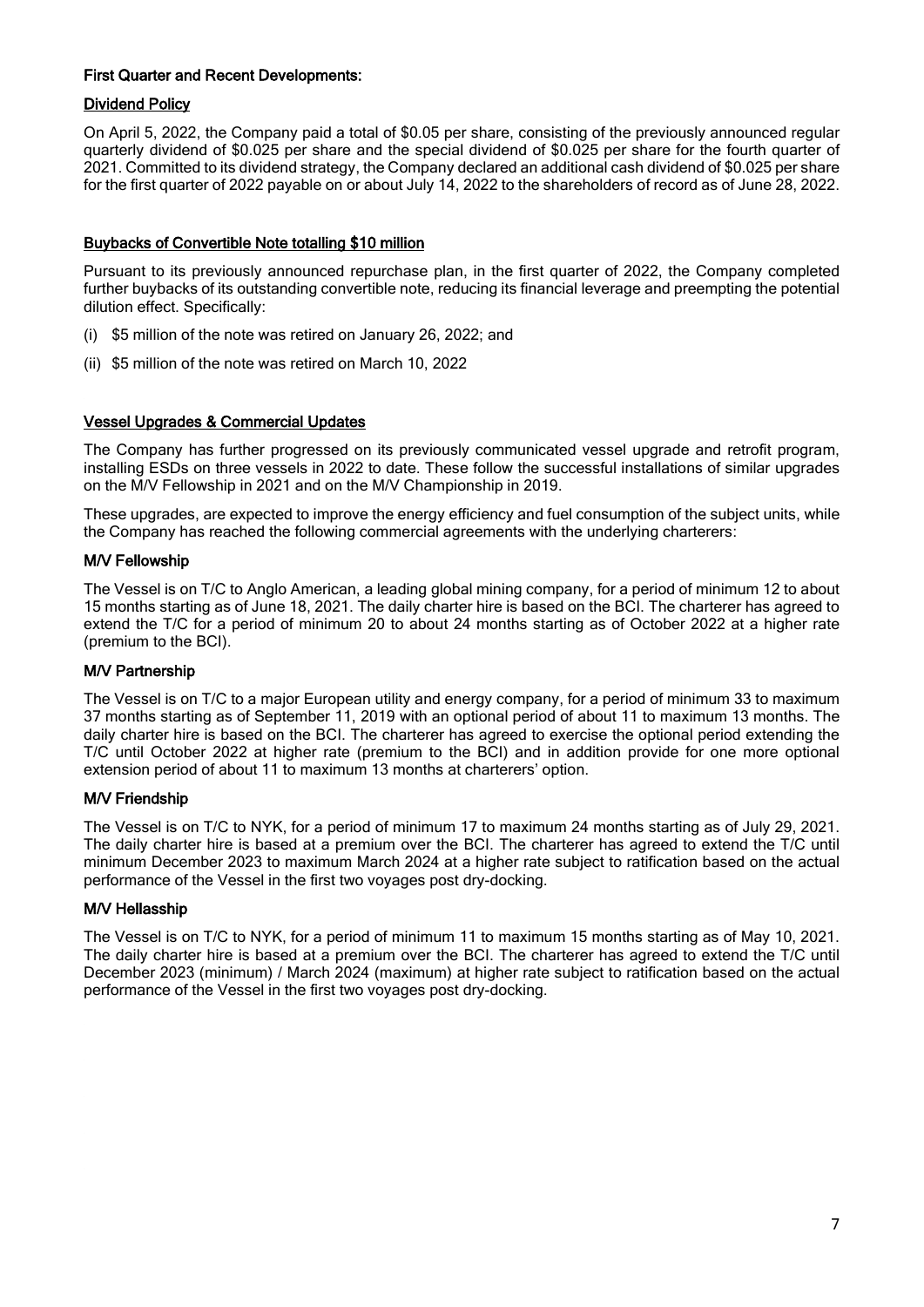## First Quarter and Recent Developments:

### Dividend Policy

On April 5, 2022, the Company paid a total of $0.05 per share, consisting of the previously announced regular quarterly dividend of $0.025 per share and the special dividend of $0.025 per share for the fourth quarter of 2021. Committed to its dividend strategy, the Company declared an additional cash dividend of $0.025 per share for the first quarter of 2022 payable on or about July 14, 2022 to the shareholders of record as of June 28, 2022.

### Buybacks of Convertible Note totalling $10 million

Pursuant to its previously announced repurchase plan, in the first quarter of 2022, the Company completed further buybacks of its outstanding convertible note, reducing its financial leverage and preempting the potential dilution effect. Specifically:

(i) $5 million of the note was retired on January 26, 2022; and

(ii) $5 million of the note was retired on March 10, 2022

### Vessel Upgrades & Commercial Updates

The Company has further progressed on its previously communicated vessel upgrade and retrofit program, installing ESDs on three vessels in 2022 to date. These follow the successful installations of similar upgrades on the M/V Fellowship in 2021 and on the M/V Championship in 2019.

These upgrades, are expected to improve the energy efficiency and fuel consumption of the subject units, while the Company has reached the following commercial agreements with the underlying charterers:

#### M/V Fellowship

The Vessel is on T/C to Anglo American, a leading global mining company, for a period of minimum 12 to about 15 months starting as of June 18, 2021. The daily charter hire is based on the BCI. The charterer has agreed to extend the T/C for a period of minimum 20 to about 24 months starting as of October 2022 at a higher rate (premium to the BCI).

#### M/V Partnership

The Vessel is on T/C to a major European utility and energy company, for a period of minimum 33 to maximum 37 months starting as of September 11, 2019 with an optional period of about 11 to maximum 13 months. The daily charter hire is based on the BCI. The charterer has agreed to exercise the optional period extending the T/C until October 2022 at higher rate (premium to the BCI) and in addition provide for one more optional extension period of about 11 to maximum 13 months at charterers' option.

#### M/V Friendship

The Vessel is on T/C to NYK, for a period of minimum 17 to maximum 24 months starting as of July 29, 2021. The daily charter hire is based at a premium over the BCI. The charterer has agreed to extend the T/C until minimum December 2023 to maximum March 2024 at a higher rate subject to ratification based on the actual performance of the Vessel in the first two voyages post dry-docking.

#### M/V Hellasship

The Vessel is on T/C to NYK, for a period of minimum 11 to maximum 15 months starting as of May 10, 2021. The daily charter hire is based at a premium over the BCI. The charterer has agreed to extend the T/C until December 2023 (minimum) / March 2024 (maximum) at higher rate subject to ratification based on the actual performance of the Vessel in the first two voyages post dry-docking.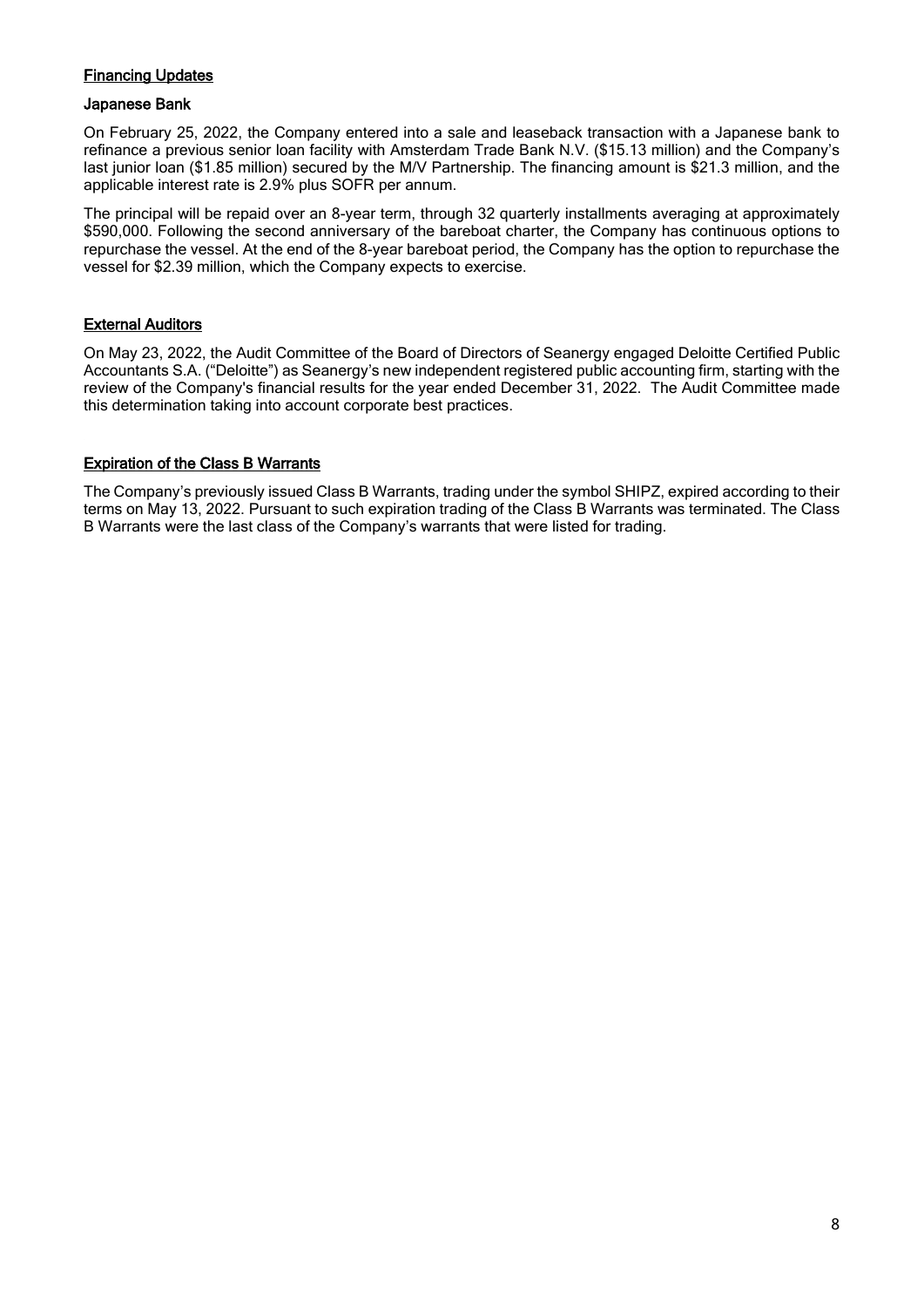## Financing Updates

### Japanese Bank

On February 25, 2022, the Company entered into a sale and leaseback transaction with a Japanese bank to refinance a previous senior loan facility with Amsterdam Trade Bank N.V. ($15.13 million) and the Company's last junior loan ($1.85 million) secured by the M/V Partnership. The financing amount is $21.3 million, and the applicable interest rate is 2.9% plus SOFR per annum.

The principal will be repaid over an 8-year term, through 32 quarterly installments averaging at approximately $590,000. Following the second anniversary of the bareboat charter, the Company has continuous options to repurchase the vessel. At the end of the 8-year bareboat period, the Company has the option to repurchase the vessel for $2.39 million, which the Company expects to exercise.

## External Auditors

On May 23, 2022, the Audit Committee of the Board of Directors of Seanergy engaged Deloitte Certified Public Accountants S.A. ("Deloitte") as Seanergy's new independent registered public accounting firm, starting with the review of the Company's financial results for the year ended December 31, 2022. The Audit Committee made this determination taking into account corporate best practices.

## Expiration of the Class B Warrants

The Company's previously issued Class B Warrants, trading under the symbol SHIPZ, expired according to their terms on May 13, 2022. Pursuant to such expiration trading of the Class B Warrants was terminated. The Class B Warrants were the last class of the Company's warrants that were listed for trading.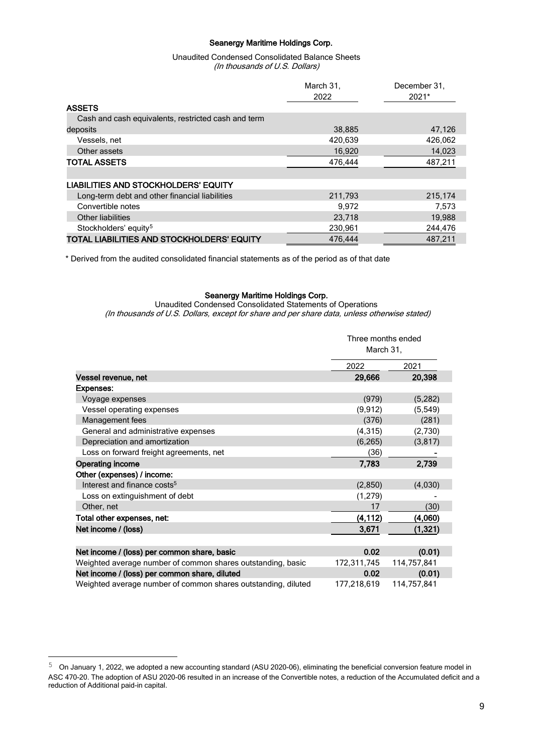**Seanergy Maritime Holdings Corp.**

Unaudited Condensed Consolidated Balance Sheets
*(In thousands of U.S. Dollars)*

| | March 31, 2022 | December 31, 2021* |
|---|---|---|
| **ASSETS** | | |
| Cash and cash equivalents, restricted cash and term deposits | 38,885 | 47,126 |
| Vessels, net | 420,639 | 426,062 |
| Other assets | 16,920 | 14,023 |
| **TOTAL ASSETS** | 476,444 | 487,211 |
| | | |
| **LIABILITIES AND STOCKHOLDERS' EQUITY** | | |
| Long-term debt and other financial liabilities | 211,793 | 215,174 |
| Convertible notes | 9,972 | 7,573 |
| Other liabilities | 23,718 | 19,988 |
| Stockholders' equity[5] | 230,961 | 244,476 |
| **TOTAL LIABILITIES AND STOCKHOLDERS' EQUITY** | 476,444 | 487,211 |

\* Derived from the audited consolidated financial statements as of the period as of that date

**Seanergy Maritime Holdings Corp.**

Unaudited Condensed Consolidated Statements of Operations
*(In thousands of U.S. Dollars, except for share and per share data, unless otherwise stated)*

| | Three months ended March 31, | |
|---|---|---|
| | 2022 | 2021 |
| **Vessel revenue, net** | **29,666** | **20,398** |
| **Expenses:** | | |
| Voyage expenses | (979) | (5,282) |
| Vessel operating expenses | (9,912) | (5,549) |
| Management fees | (376) | (281) |
| General and administrative expenses | (4,315) | (2,730) |
| Depreciation and amortization | (6,265) | (3,817) |
| Loss on forward freight agreements, net | (36) | - |
| **Operating income** | **7,783** | **2,739** |
| **Other (expenses) / income:** | | |
| Interest and finance costs[5] | (2,850) | (4,030) |
| Loss on extinguishment of debt | (1,279) | - |
| Other, net | 17 | (30) |
| **Total other expenses, net:** | **(4,112)** | **(4,060)** |
| **Net income / (loss)** | **3,671** | **(1,321)** |
| | | |
| **Net income / (loss) per common share, basic** | **0.02** | **(0.01)** |
| Weighted average number of common shares outstanding, basic | 172,311,745 | 114,757,841 |
| **Net income / (loss) per common share, diluted** | **0.02** | **(0.01)** |
| Weighted average number of common shares outstanding, diluted | 177,218,619 | 114,757,841 |

[5] On January 1, 2022, we adopted a new accounting standard (ASU 2020-06), eliminating the beneficial conversion feature model in ASC 470-20. The adoption of ASU 2020-06 resulted in an increase of the Convertible notes, a reduction of the Accumulated deficit and a reduction of Additional paid-in capital.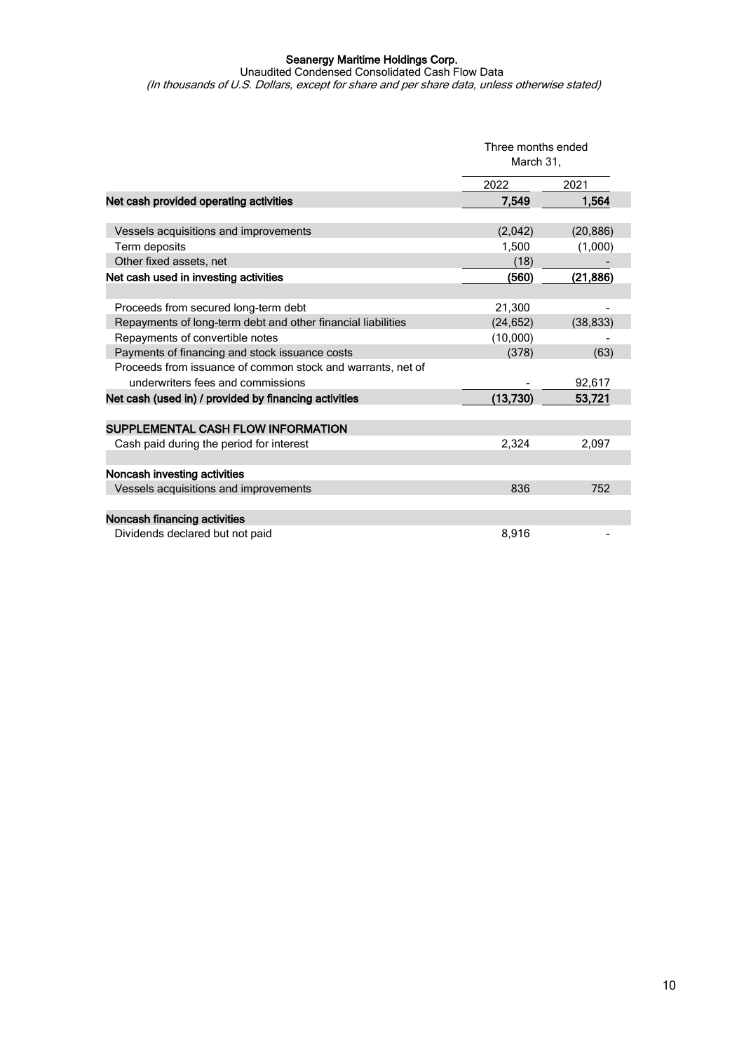**Seanergy Maritime Holdings Corp.**
Unaudited Condensed Consolidated Cash Flow Data
*(In thousands of U.S. Dollars, except for share and per share data, unless otherwise stated)*

| | Three months ended March 31, | |
|---|---|---|
| | 2022 | 2021 |
| **Net cash provided operating activities** | **7,549** | **1,564** |
| | | |
| Vessels acquisitions and improvements | (2,042) | (20,886) |
| Term deposits | 1,500 | (1,000) |
| Other fixed assets, net | (18) | - |
| **Net cash used in investing activities** | **(560)** | **(21,886)** |
| | | |
| Proceeds from secured long-term debt | 21,300 | - |
| Repayments of long-term debt and other financial liabilities | (24,652) | (38,833) |
| Repayments of convertible notes | (10,000) | - |
| Payments of financing and stock issuance costs | (378) | (63) |
| Proceeds from issuance of common stock and warrants, net of underwriters fees and commissions | - | 92,617 |
| **Net cash (used in) / provided by financing activities** | **(13,730)** | **53,721** |
| | | |
| **SUPPLEMENTAL CASH FLOW INFORMATION** | | |
| Cash paid during the period for interest | 2,324 | 2,097 |
| | | |
| **Noncash investing activities** | | |
| Vessels acquisitions and improvements | 836 | 752 |
| | | |
| **Noncash financing activities** | | |
| Dividends declared but not paid | 8,916 | - |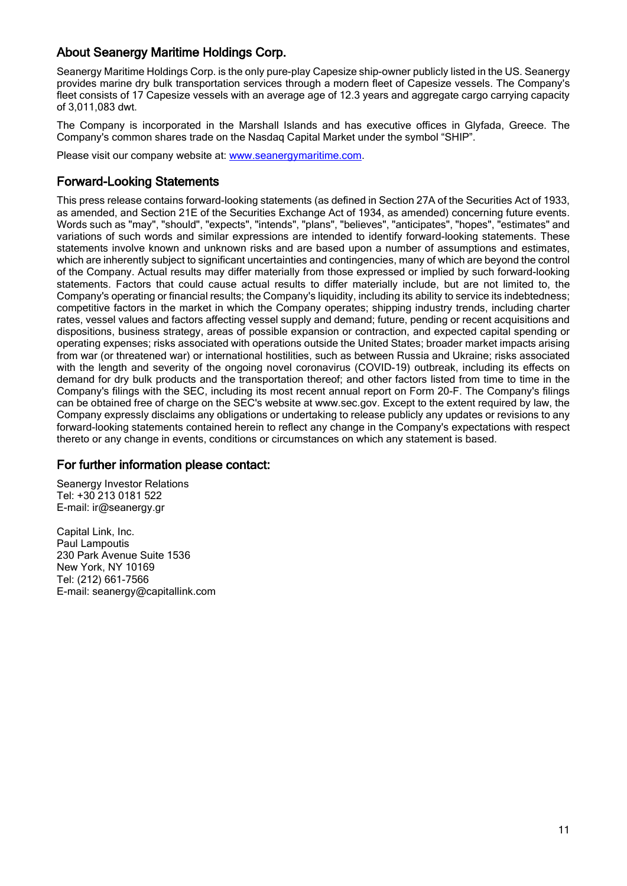## About Seanergy Maritime Holdings Corp.

Seanergy Maritime Holdings Corp. is the only pure-play Capesize ship-owner publicly listed in the US. Seanergy provides marine dry bulk transportation services through a modern fleet of Capesize vessels. The Company's fleet consists of 17 Capesize vessels with an average age of 12.3 years and aggregate cargo carrying capacity of 3,011,083 dwt.

The Company is incorporated in the Marshall Islands and has executive offices in Glyfada, Greece. The Company's common shares trade on the Nasdaq Capital Market under the symbol "SHIP".

Please visit our company website at: [www.seanergymaritime.com](http://www.seanergymaritime.com).

## Forward-Looking Statements

This press release contains forward-looking statements (as defined in Section 27A of the Securities Act of 1933, as amended, and Section 21E of the Securities Exchange Act of 1934, as amended) concerning future events. Words such as "may", "should", "expects", "intends", "plans", "believes", "anticipates", "hopes", "estimates" and variations of such words and similar expressions are intended to identify forward-looking statements. These statements involve known and unknown risks and are based upon a number of assumptions and estimates, which are inherently subject to significant uncertainties and contingencies, many of which are beyond the control of the Company. Actual results may differ materially from those expressed or implied by such forward-looking statements. Factors that could cause actual results to differ materially include, but are not limited to, the Company's operating or financial results; the Company's liquidity, including its ability to service its indebtedness; competitive factors in the market in which the Company operates; shipping industry trends, including charter rates, vessel values and factors affecting vessel supply and demand; future, pending or recent acquisitions and dispositions, business strategy, areas of possible expansion or contraction, and expected capital spending or operating expenses; risks associated with operations outside the United States; broader market impacts arising from war (or threatened war) or international hostilities, such as between Russia and Ukraine; risks associated with the length and severity of the ongoing novel coronavirus (COVID-19) outbreak, including its effects on demand for dry bulk products and the transportation thereof; and other factors listed from time to time in the Company's filings with the SEC, including its most recent annual report on Form 20-F. The Company's filings can be obtained free of charge on the SEC's website at www.sec.gov. Except to the extent required by law, the Company expressly disclaims any obligations or undertaking to release publicly any updates or revisions to any forward-looking statements contained herein to reflect any change in the Company's expectations with respect thereto or any change in events, conditions or circumstances on which any statement is based.

## For further information please contact:

Seanergy Investor Relations
Tel: +30 213 0181 522
E-mail: ir@seanergy.gr

Capital Link, Inc.
Paul Lampoutis
230 Park Avenue Suite 1536
New York, NY 10169
Tel: (212) 661-7566
E-mail: seanergy@capitallink.com